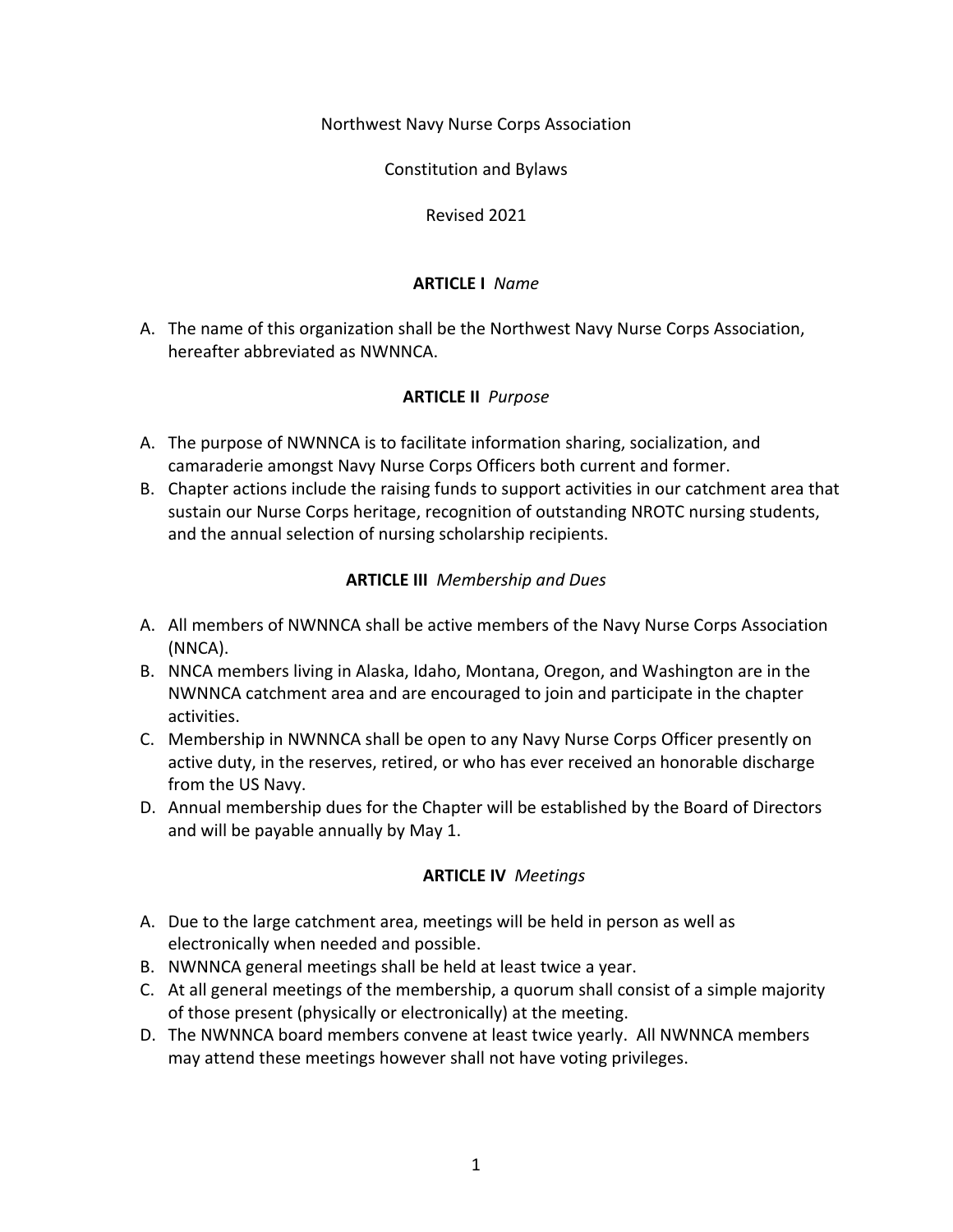# Northwest Navy Nurse Corps Association

## Constitution and Bylaws

### Revised 2021

## ARTICLE I *Name*

A. The name of this organization shall be the Northwest Navy Nurse Corps Association, hereafter abbreviated as NWNNCA.

## ARTICLE II *Purpose*

A. The purpose of NWNNCA is to facilitate information sharing, socialization, and camaraderie amongst Navy Nurse Corps Officers both current and former.
B. Chapter actions include the raising funds to support activities in our catchment area that sustain our Nurse Corps heritage, recognition of outstanding NROTC nursing students, and the annual selection of nursing scholarship recipients.

## ARTICLE III *Membership and Dues*

A. All members of NWNNCA shall be active members of the Navy Nurse Corps Association (NNCA).
B. NNCA members living in Alaska, Idaho, Montana, Oregon, and Washington are in the NWNNCA catchment area and are encouraged to join and participate in the chapter activities.
C. Membership in NWNNCA shall be open to any Navy Nurse Corps Officer presently on active duty, in the reserves, retired, or who has ever received an honorable discharge from the US Navy.
D. Annual membership dues for the Chapter will be established by the Board of Directors and will be payable annually by May 1.

## ARTICLE IV *Meetings*

A. Due to the large catchment area, meetings will be held in person as well as electronically when needed and possible.
B. NWNNCA general meetings shall be held at least twice a year.
C. At all general meetings of the membership, a quorum shall consist of a simple majority of those present (physically or electronically) at the meeting.
D. The NWNNCA board members convene at least twice yearly. All NWNNCA members may attend these meetings however shall not have voting privileges.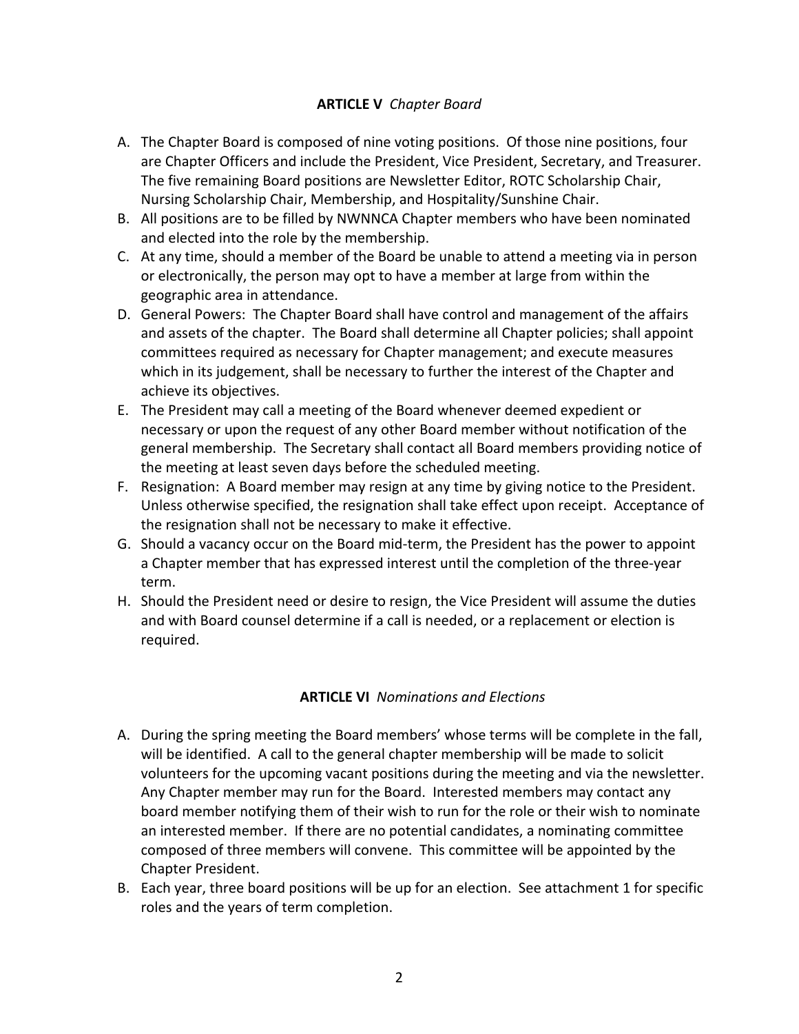## **ARTICLE V** *Chapter Board*

A. The Chapter Board is composed of nine voting positions. Of those nine positions, four are Chapter Officers and include the President, Vice President, Secretary, and Treasurer. The five remaining Board positions are Newsletter Editor, ROTC Scholarship Chair, Nursing Scholarship Chair, Membership, and Hospitality/Sunshine Chair.
B. All positions are to be filled by NWNNCA Chapter members who have been nominated and elected into the role by the membership.
C. At any time, should a member of the Board be unable to attend a meeting via in person or electronically, the person may opt to have a member at large from within the geographic area in attendance.
D. General Powers: The Chapter Board shall have control and management of the affairs and assets of the chapter. The Board shall determine all Chapter policies; shall appoint committees required as necessary for Chapter management; and execute measures which in its judgement, shall be necessary to further the interest of the Chapter and achieve its objectives.
E. The President may call a meeting of the Board whenever deemed expedient or necessary or upon the request of any other Board member without notification of the general membership. The Secretary shall contact all Board members providing notice of the meeting at least seven days before the scheduled meeting.
F. Resignation: A Board member may resign at any time by giving notice to the President. Unless otherwise specified, the resignation shall take effect upon receipt. Acceptance of the resignation shall not be necessary to make it effective.
G. Should a vacancy occur on the Board mid-term, the President has the power to appoint a Chapter member that has expressed interest until the completion of the three-year term.
H. Should the President need or desire to resign, the Vice President will assume the duties and with Board counsel determine if a call is needed, or a replacement or election is required.

## **ARTICLE VI** *Nominations and Elections*

A. During the spring meeting the Board members' whose terms will be complete in the fall, will be identified. A call to the general chapter membership will be made to solicit volunteers for the upcoming vacant positions during the meeting and via the newsletter. Any Chapter member may run for the Board. Interested members may contact any board member notifying them of their wish to run for the role or their wish to nominate an interested member. If there are no potential candidates, a nominating committee composed of three members will convene. This committee will be appointed by the Chapter President.
B. Each year, three board positions will be up for an election. See attachment 1 for specific roles and the years of term completion.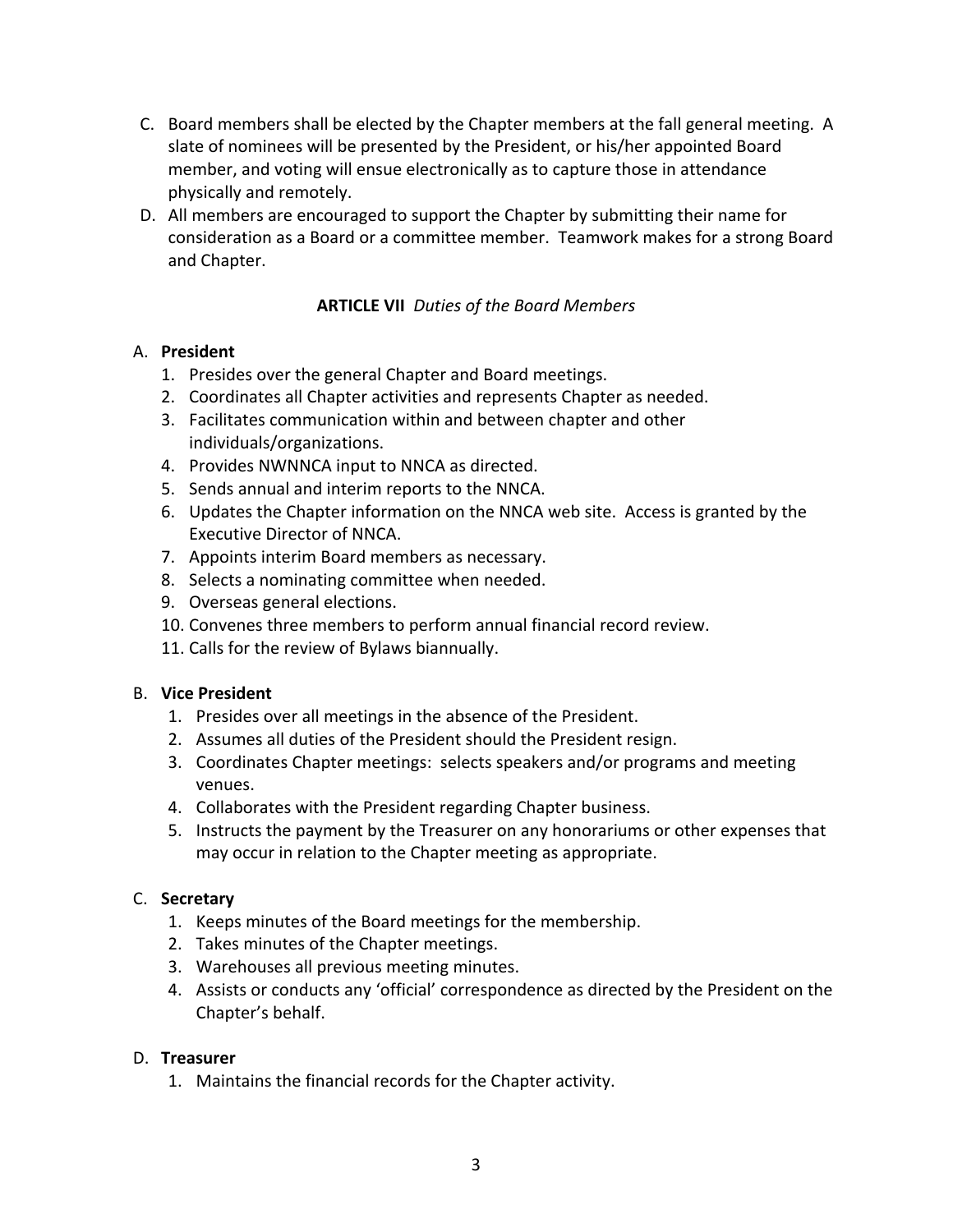C. Board members shall be elected by the Chapter members at the fall general meeting. A slate of nominees will be presented by the President, or his/her appointed Board member, and voting will ensue electronically as to capture those in attendance physically and remotely.

D. All members are encouraged to support the Chapter by submitting their name for consideration as a Board or a committee member. Teamwork makes for a strong Board and Chapter.

## ARTICLE VII *Duties of the Board Members*

A. **President**

1. Presides over the general Chapter and Board meetings.
2. Coordinates all Chapter activities and represents Chapter as needed.
3. Facilitates communication within and between chapter and other individuals/organizations.
4. Provides NWNNCA input to NNCA as directed.
5. Sends annual and interim reports to the NNCA.
6. Updates the Chapter information on the NNCA web site. Access is granted by the Executive Director of NNCA.
7. Appoints interim Board members as necessary.
8. Selects a nominating committee when needed.
9. Overseas general elections.
10. Convenes three members to perform annual financial record review.
11. Calls for the review of Bylaws biannually.

B. **Vice President**

1. Presides over all meetings in the absence of the President.
2. Assumes all duties of the President should the President resign.
3. Coordinates Chapter meetings: selects speakers and/or programs and meeting venues.
4. Collaborates with the President regarding Chapter business.
5. Instructs the payment by the Treasurer on any honorariums or other expenses that may occur in relation to the Chapter meeting as appropriate.

C. **Secretary**

1. Keeps minutes of the Board meetings for the membership.
2. Takes minutes of the Chapter meetings.
3. Warehouses all previous meeting minutes.
4. Assists or conducts any 'official' correspondence as directed by the President on the Chapter's behalf.

D. **Treasurer**

1. Maintains the financial records for the Chapter activity.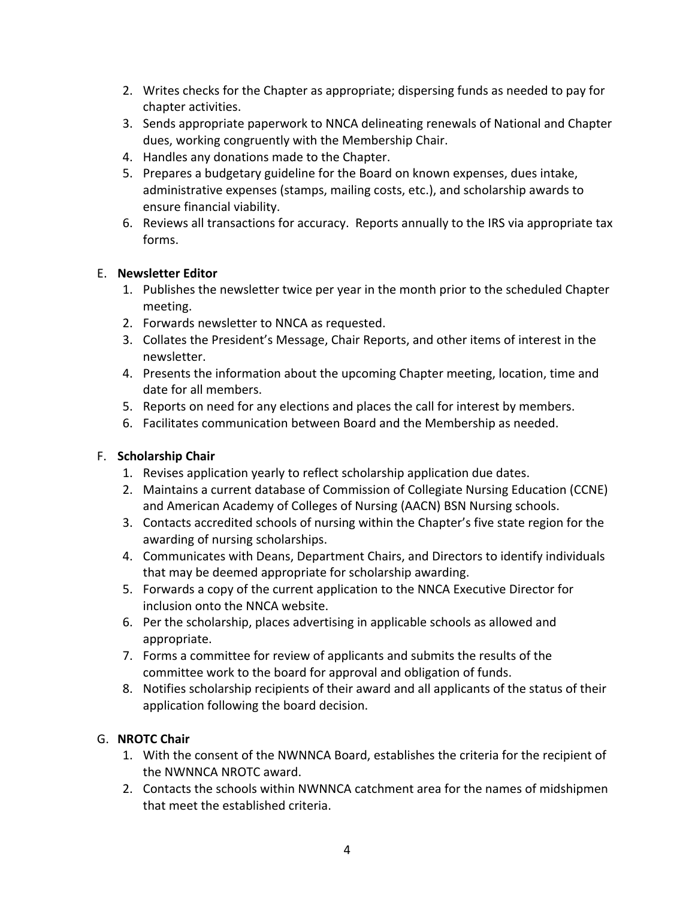2. Writes checks for the Chapter as appropriate; dispersing funds as needed to pay for chapter activities.
3. Sends appropriate paperwork to NNCA delineating renewals of National and Chapter dues, working congruently with the Membership Chair.
4. Handles any donations made to the Chapter.
5. Prepares a budgetary guideline for the Board on known expenses, dues intake, administrative expenses (stamps, mailing costs, etc.), and scholarship awards to ensure financial viability.
6. Reviews all transactions for accuracy. Reports annually to the IRS via appropriate tax forms.

E. **Newsletter Editor**

1. Publishes the newsletter twice per year in the month prior to the scheduled Chapter meeting.
2. Forwards newsletter to NNCA as requested.
3. Collates the President's Message, Chair Reports, and other items of interest in the newsletter.
4. Presents the information about the upcoming Chapter meeting, location, time and date for all members.
5. Reports on need for any elections and places the call for interest by members.
6. Facilitates communication between Board and the Membership as needed.

F. **Scholarship Chair**

1. Revises application yearly to reflect scholarship application due dates.
2. Maintains a current database of Commission of Collegiate Nursing Education (CCNE) and American Academy of Colleges of Nursing (AACN) BSN Nursing schools.
3. Contacts accredited schools of nursing within the Chapter's five state region for the awarding of nursing scholarships.
4. Communicates with Deans, Department Chairs, and Directors to identify individuals that may be deemed appropriate for scholarship awarding.
5. Forwards a copy of the current application to the NNCA Executive Director for inclusion onto the NNCA website.
6. Per the scholarship, places advertising in applicable schools as allowed and appropriate.
7. Forms a committee for review of applicants and submits the results of the committee work to the board for approval and obligation of funds.
8. Notifies scholarship recipients of their award and all applicants of the status of their application following the board decision.

G. **NROTC Chair**

1. With the consent of the NWNNCA Board, establishes the criteria for the recipient of the NWNNCA NROTC award.
2. Contacts the schools within NWNNCA catchment area for the names of midshipmen that meet the established criteria.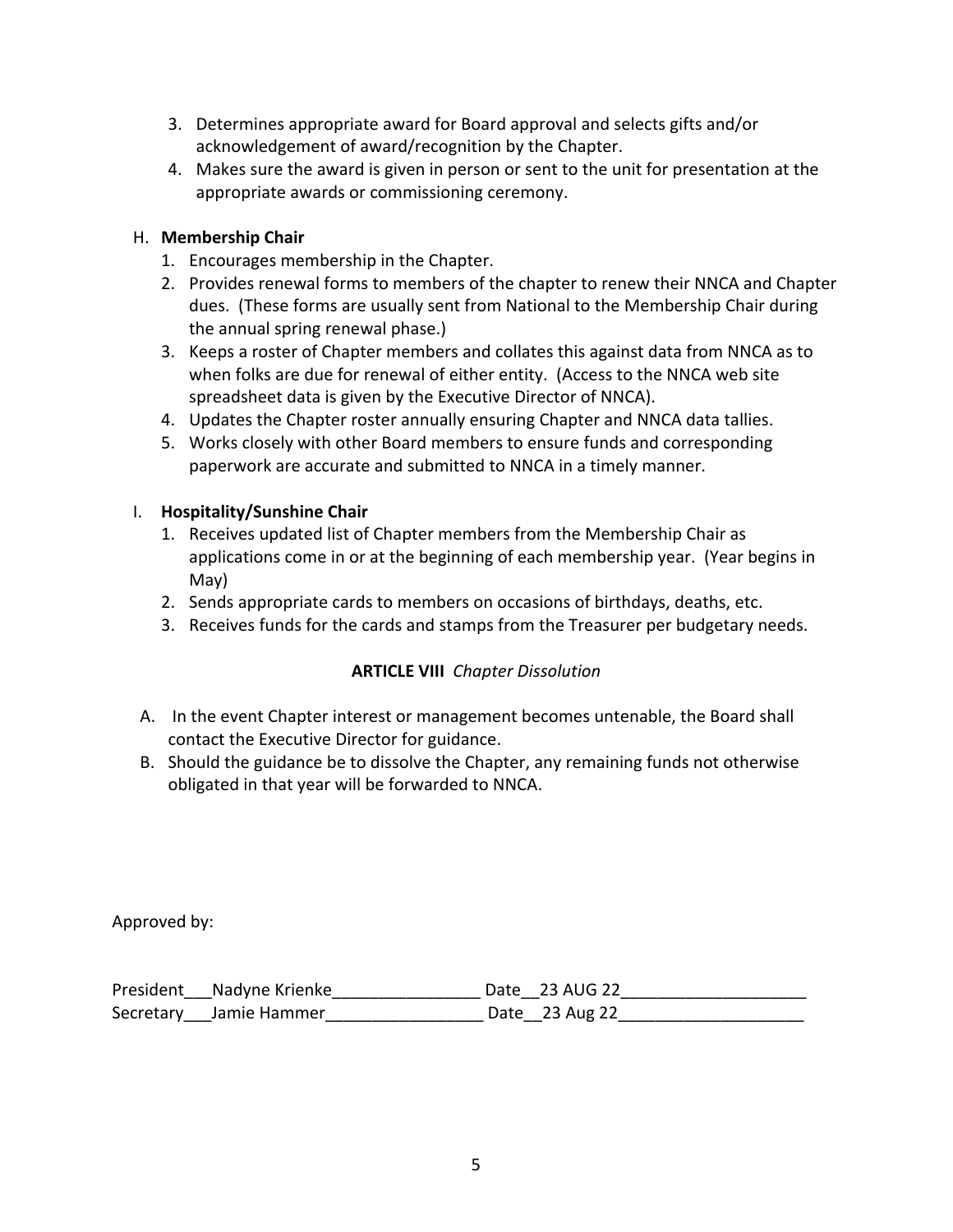3. Determines appropriate award for Board approval and selects gifts and/or acknowledgement of award/recognition by the Chapter.
4. Makes sure the award is given in person or sent to the unit for presentation at the appropriate awards or commissioning ceremony.

H. **Membership Chair**

1. Encourages membership in the Chapter.
2. Provides renewal forms to members of the chapter to renew their NNCA and Chapter dues. (These forms are usually sent from National to the Membership Chair during the annual spring renewal phase.)
3. Keeps a roster of Chapter members and collates this against data from NNCA as to when folks are due for renewal of either entity. (Access to the NNCA web site spreadsheet data is given by the Executive Director of NNCA).
4. Updates the Chapter roster annually ensuring Chapter and NNCA data tallies.
5. Works closely with other Board members to ensure funds and corresponding paperwork are accurate and submitted to NNCA in a timely manner.

I. **Hospitality/Sunshine Chair**

1. Receives updated list of Chapter members from the Membership Chair as applications come in or at the beginning of each membership year. (Year begins in May)
2. Sends appropriate cards to members on occasions of birthdays, deaths, etc.
3. Receives funds for the cards and stamps from the Treasurer per budgetary needs.

**ARTICLE VIII** *Chapter Dissolution*

A. In the event Chapter interest or management becomes untenable, the Board shall contact the Executive Director for guidance.

B. Should the guidance be to dissolve the Chapter, any remaining funds not otherwise obligated in that year will be forwarded to NNCA.

Approved by:

President___Nadyne Krienke________________ Date__23 AUG 22____________________
Secretary___Jamie Hammer_________________ Date__23 Aug 22____________________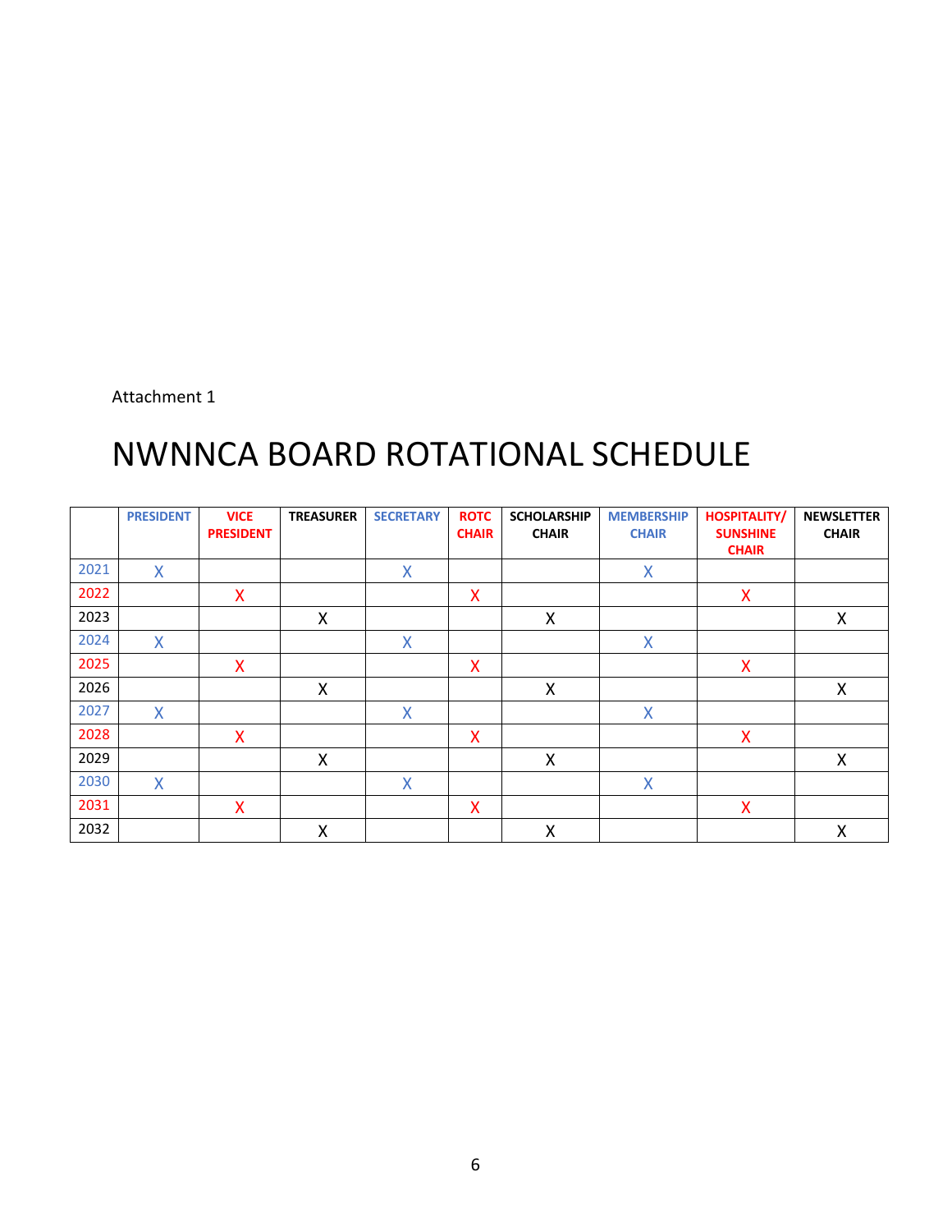Attachment 1

# NWNNCA BOARD ROTATIONAL SCHEDULE

| | PRESIDENT | VICE PRESIDENT | TREASURER | SECRETARY | ROTC CHAIR | SCHOLARSHIP CHAIR | MEMBERSHIP CHAIR | HOSPITALITY/ SUNSHINE CHAIR | NEWSLETTER CHAIR |
|---|---|---|---|---|---|---|---|---|---|
| 2021 | X | | | X | | | X | | |
| 2022 | | X | | | X | | | X | |
| 2023 | | | X | | | X | | | X |
| 2024 | X | | | X | | | X | | |
| 2025 | | X | | | X | | | X | |
| 2026 | | | X | | | X | | | X |
| 2027 | X | | | X | | | X | | |
| 2028 | | X | | | X | | | X | |
| 2029 | | | X | | | X | | | X |
| 2030 | X | | | X | | | X | | |
| 2031 | | X | | | X | | | X | |
| 2032 | | | X | | | X | | | X |